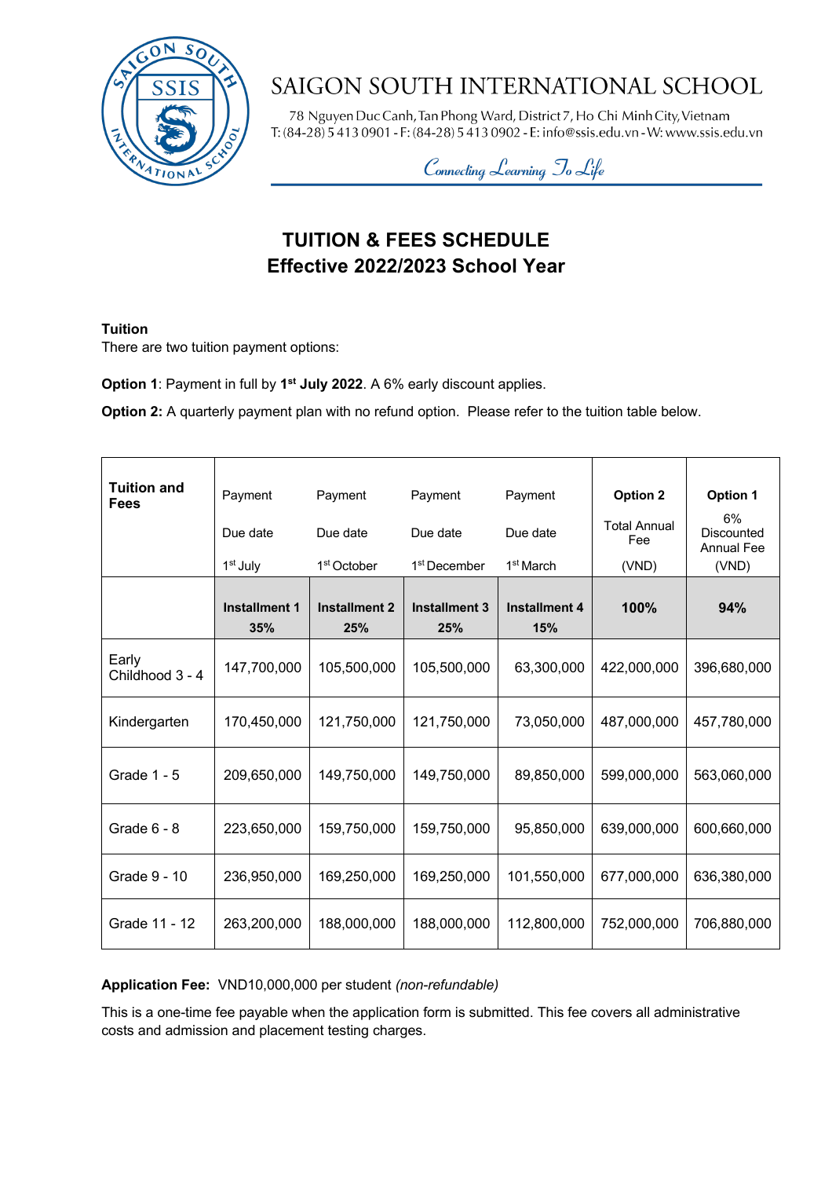# SAIGON SOUTH INTERNATIONAL SCHOOL

78 Nguyen Duc Canh, Tan Phong Ward, District 7, Ho Chi Minh City, Vietnam
T: (84-28) 5 413 0901 - F: (84-28) 5 413 0902 - E: info@ssis.edu.vn - W: www.ssis.edu.vn

*Connecting Learning To Life*

## TUITION & FEES SCHEDULE
## Effective 2022/2023 School Year

**Tuition**

There are two tuition payment options:

**Option 1**: Payment in full by **1st July 2022**. A 6% early discount applies.

**Option 2:** A quarterly payment plan with no refund option. Please refer to the tuition table below.

| **Tuition and Fees** | Payment Due date 1st July | Payment Due date 1st October | Payment Due date 1st December | Payment Due date 1st March | **Option 2** Total Annual Fee (VND) | **Option 1** 6% Discounted Annual Fee (VND) |
|---|---|---|---|---|---|---|
| | **Installment 1 35%** | **Installment 2 25%** | **Installment 3 25%** | **Installment 4 15%** | **100%** | **94%** |
| Early Childhood 3 - 4 | 147,700,000 | 105,500,000 | 105,500,000 | 63,300,000 | 422,000,000 | 396,680,000 |
| Kindergarten | 170,450,000 | 121,750,000 | 121,750,000 | 73,050,000 | 487,000,000 | 457,780,000 |
| Grade 1 - 5 | 209,650,000 | 149,750,000 | 149,750,000 | 89,850,000 | 599,000,000 | 563,060,000 |
| Grade 6 - 8 | 223,650,000 | 159,750,000 | 159,750,000 | 95,850,000 | 639,000,000 | 600,660,000 |
| Grade 9 - 10 | 236,950,000 | 169,250,000 | 169,250,000 | 101,550,000 | 677,000,000 | 636,380,000 |
| Grade 11 - 12 | 263,200,000 | 188,000,000 | 188,000,000 | 112,800,000 | 752,000,000 | 706,880,000 |

**Application Fee:** VND10,000,000 per student *(non-refundable)*

This is a one-time fee payable when the application form is submitted. This fee covers all administrative costs and admission and placement testing charges.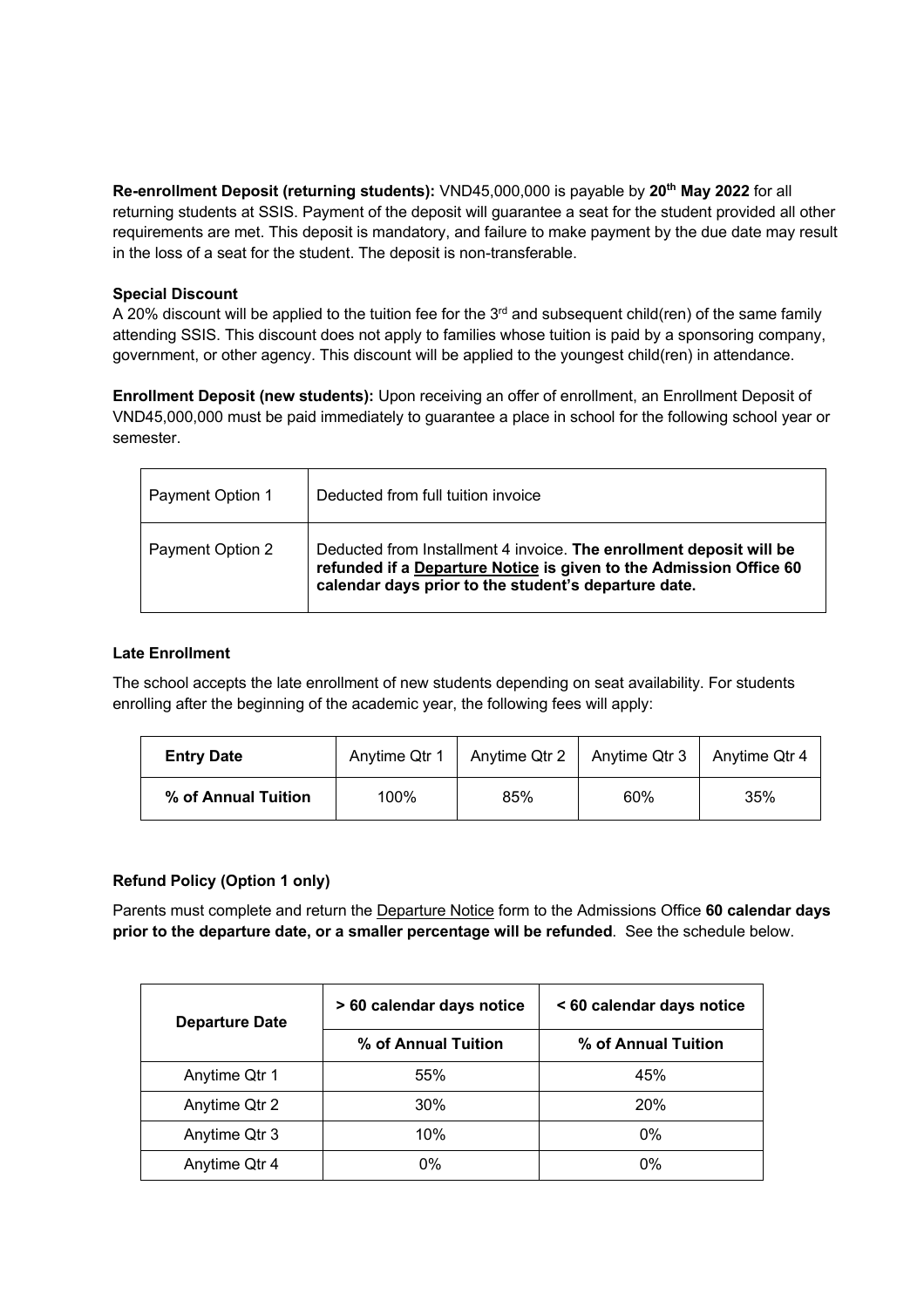**Re-enrollment Deposit (returning students):** VND45,000,000 is payable by **20th May 2022** for all returning students at SSIS. Payment of the deposit will guarantee a seat for the student provided all other requirements are met. This deposit is mandatory, and failure to make payment by the due date may result in the loss of a seat for the student. The deposit is non-transferable.

**Special Discount**

A 20% discount will be applied to the tuition fee for the 3rd and subsequent child(ren) of the same family attending SSIS. This discount does not apply to families whose tuition is paid by a sponsoring company, government, or other agency. This discount will be applied to the youngest child(ren) in attendance.

**Enrollment Deposit (new students):** Upon receiving an offer of enrollment, an Enrollment Deposit of VND45,000,000 must be paid immediately to guarantee a place in school for the following school year or semester.

| | |
|---|---|
| Payment Option 1 | Deducted from full tuition invoice |
| Payment Option 2 | Deducted from Installment 4 invoice. **The enrollment deposit will be refunded if a Departure Notice is given to the Admission Office 60 calendar days prior to the student's departure date.** |

**Late Enrollment**

The school accepts the late enrollment of new students depending on seat availability. For students enrolling after the beginning of the academic year, the following fees will apply:

| **Entry Date** | Anytime Qtr 1 | Anytime Qtr 2 | Anytime Qtr 3 | Anytime Qtr 4 |
|---|---|---|---|---|
| **% of Annual Tuition** | 100% | 85% | 60% | 35% |

**Refund Policy (Option 1 only)**

Parents must complete and return the Departure Notice form to the Admissions Office **60 calendar days prior to the departure date, or a smaller percentage will be refunded**. See the schedule below.

| **Departure Date** | **> 60 calendar days notice** | **< 60 calendar days notice** |
|---|---|---|
| | **% of Annual Tuition** | **% of Annual Tuition** |
| Anytime Qtr 1 | 55% | 45% |
| Anytime Qtr 2 | 30% | 20% |
| Anytime Qtr 3 | 10% | 0% |
| Anytime Qtr 4 | 0% | 0% |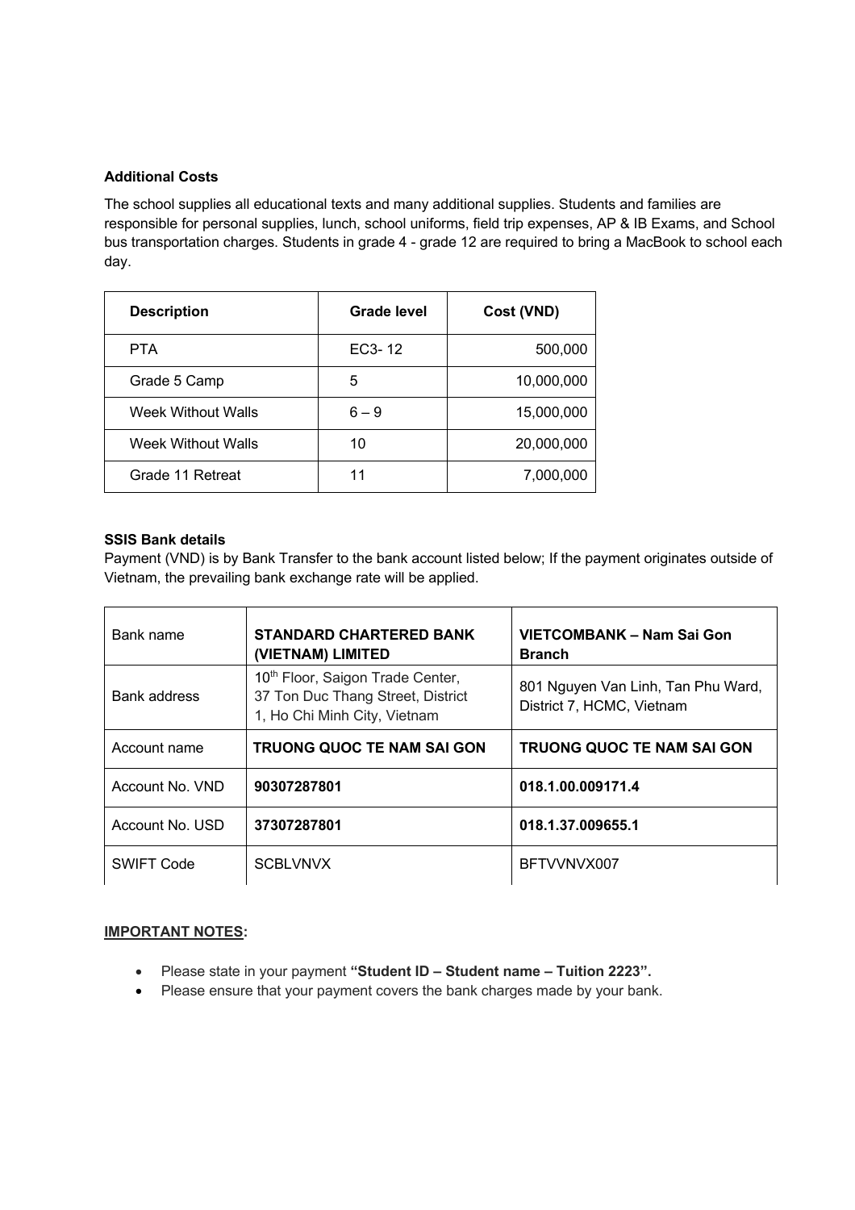**Additional Costs**

The school supplies all educational texts and many additional supplies. Students and families are responsible for personal supplies, lunch, school uniforms, field trip expenses, AP & IB Exams, and School bus transportation charges. Students in grade 4 - grade 12 are required to bring a MacBook to school each day.

| Description | Grade level | Cost (VND) |
|---|---|---|
| PTA | EC3- 12 | 500,000 |
| Grade 5 Camp | 5 | 10,000,000 |
| Week Without Walls | 6 – 9 | 15,000,000 |
| Week Without Walls | 10 | 20,000,000 |
| Grade 11 Retreat | 11 | 7,000,000 |

**SSIS Bank details**

Payment (VND) is by Bank Transfer to the bank account listed below; If the payment originates outside of Vietnam, the prevailing bank exchange rate will be applied.

| | | |
|---|---|---|
| Bank name | **STANDARD CHARTERED BANK (VIETNAM) LIMITED** | **VIETCOMBANK – Nam Sai Gon Branch** |
| Bank address | 10th Floor, Saigon Trade Center, 37 Ton Duc Thang Street, District 1, Ho Chi Minh City, Vietnam | 801 Nguyen Van Linh, Tan Phu Ward, District 7, HCMC, Vietnam |
| Account name | **TRUONG QUOC TE NAM SAI GON** | **TRUONG QUOC TE NAM SAI GON** |
| Account No. VND | **90307287801** | **018.1.00.009171.4** |
| Account No. USD | **37307287801** | **018.1.37.009655.1** |
| SWIFT Code | SCBLVNVX | BFTVVNVX007 |

**IMPORTANT NOTES:**

- Please state in your payment **"Student ID – Student name – Tuition 2223".**
- Please ensure that your payment covers the bank charges made by your bank.